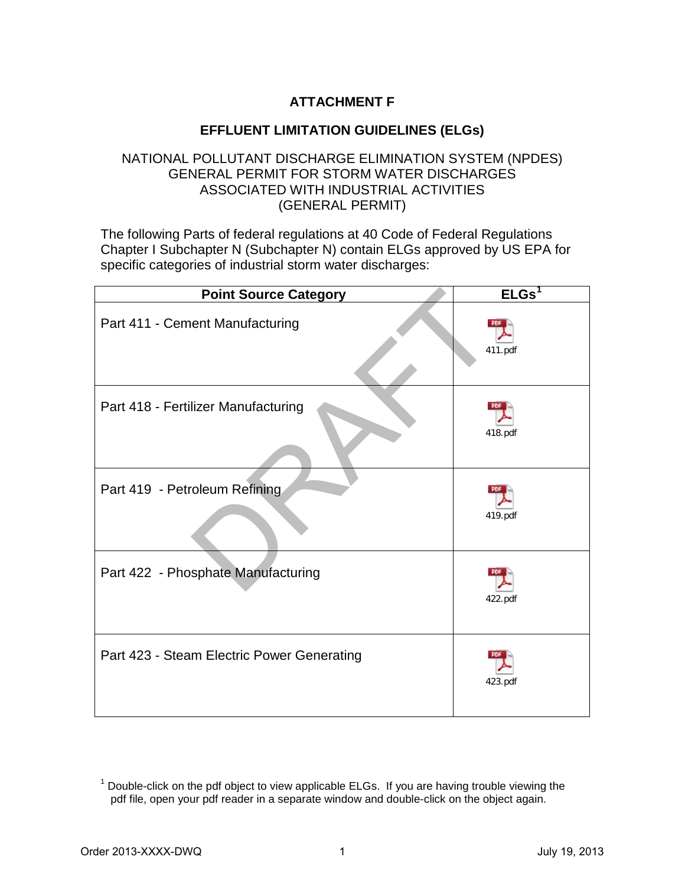# ATTACHMENT F

## EFFLUENT LIMITATION GUIDELINES (ELGs)

NATIONAL POLLUTANT DISCHARGE ELIMINATION SYSTEM (NPDES)
GENERAL PERMIT FOR STORM WATER DISCHARGES
ASSOCIATED WITH INDUSTRIAL ACTIVITIES
(GENERAL PERMIT)

The following Parts of federal regulations at 40 Code of Federal Regulations Chapter I Subchapter N (Subchapter N) contain ELGs approved by US EPA for specific categories of industrial storm water discharges:

| Point Source Category | ELGs[1] |
| --- | --- |
| Part 411 - Cement Manufacturing | 411.pdf |
| Part 418 - Fertilizer Manufacturing | 418.pdf |
| Part 419 - Petroleum Refining | 419.pdf |
| Part 422 - Phosphate Manufacturing | 422.pdf |
| Part 423 - Steam Electric Power Generating | 423.pdf |

[1] Double-click on the pdf object to view applicable ELGs. If you are having trouble viewing the pdf file, open your pdf reader in a separate window and double-click on the object again.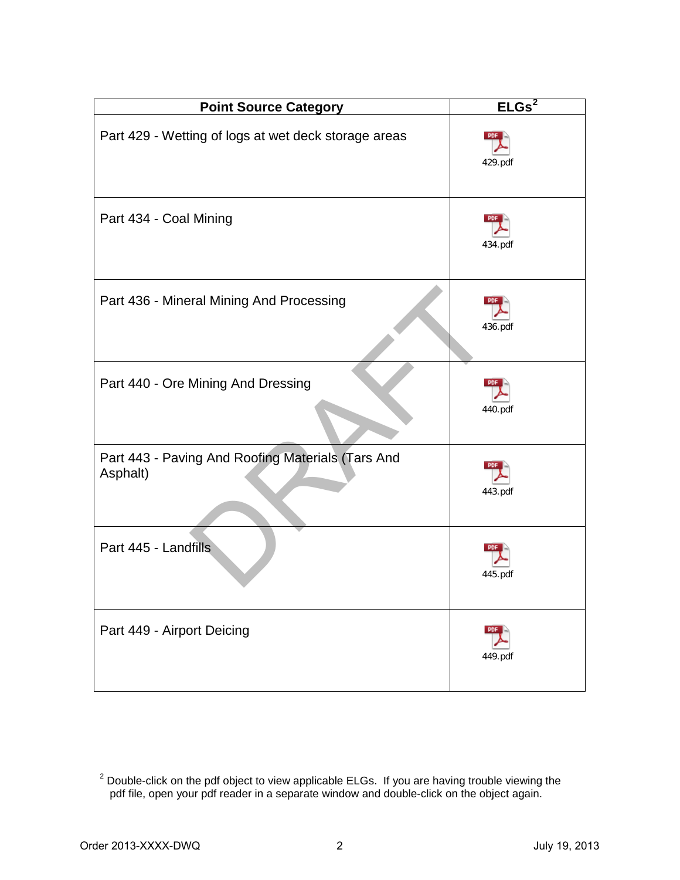| Point Source Category | ELGs[2] |
| --- | --- |
| Part 429 - Wetting of logs at wet deck storage areas | 429.pdf |
| Part 434 - Coal Mining | 434.pdf |
| Part 436 - Mineral Mining And Processing | 436.pdf |
| Part 440 - Ore Mining And Dressing | 440.pdf |
| Part 443 - Paving And Roofing Materials (Tars And Asphalt) | 443.pdf |
| Part 445 - Landfills | 445.pdf |
| Part 449 - Airport Deicing | 449.pdf |

[2] Double-click on the pdf object to view applicable ELGs. If you are having trouble viewing the pdf file, open your pdf reader in a separate window and double-click on the object again.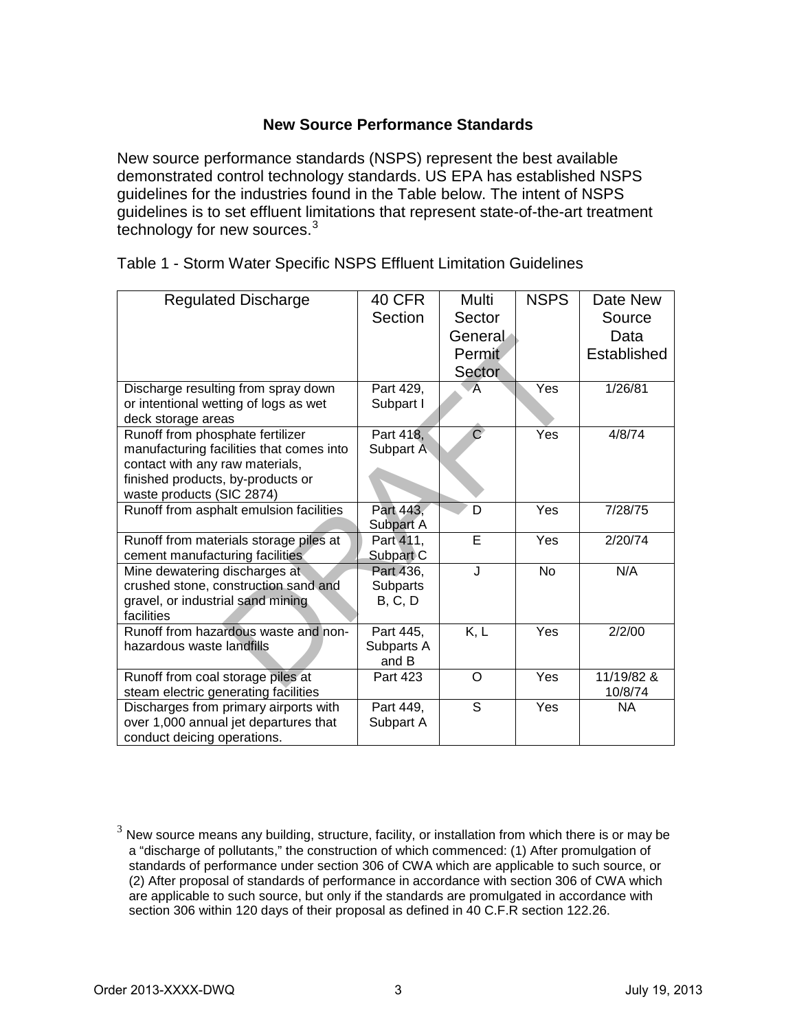### New Source Performance Standards

New source performance standards (NSPS) represent the best available demonstrated control technology standards. US EPA has established NSPS guidelines for the industries found in the Table below. The intent of NSPS guidelines is to set effluent limitations that represent state-of-the-art treatment technology for new sources.[3]

Table 1 - Storm Water Specific NSPS Effluent Limitation Guidelines

| Regulated Discharge | 40 CFR Section | Multi Sector General Permit Sector | NSPS | Date New Source Data Established |
|---|---|---|---|---|
| Discharge resulting from spray down or intentional wetting of logs as wet deck storage areas | Part 429, Subpart I | A | Yes | 1/26/81 |
| Runoff from phosphate fertilizer manufacturing facilities that comes into contact with any raw materials, finished products, by-products or waste products (SIC 2874) | Part 418, Subpart A | C | Yes | 4/8/74 |
| Runoff from asphalt emulsion facilities | Part 443, Subpart A | D | Yes | 7/28/75 |
| Runoff from materials storage piles at cement manufacturing facilities | Part 411, Subpart C | E | Yes | 2/20/74 |
| Mine dewatering discharges at crushed stone, construction sand and gravel, or industrial sand mining facilities | Part 436, Subparts B, C, D | J | No | N/A |
| Runoff from hazardous waste and non-hazardous waste landfills | Part 445, Subparts A and B | K, L | Yes | 2/2/00 |
| Runoff from coal storage piles at steam electric generating facilities | Part 423 | O | Yes | 11/19/82 & 10/8/74 |
| Discharges from primary airports with over 1,000 annual jet departures that conduct deicing operations. | Part 449, Subpart A | S | Yes | NA |

[3] New source means any building, structure, facility, or installation from which there is or may be a "discharge of pollutants," the construction of which commenced: (1) After promulgation of standards of performance under section 306 of CWA which are applicable to such source, or (2) After proposal of standards of performance in accordance with section 306 of CWA which are applicable to such source, but only if the standards are promulgated in accordance with section 306 within 120 days of their proposal as defined in 40 C.F.R section 122.26.